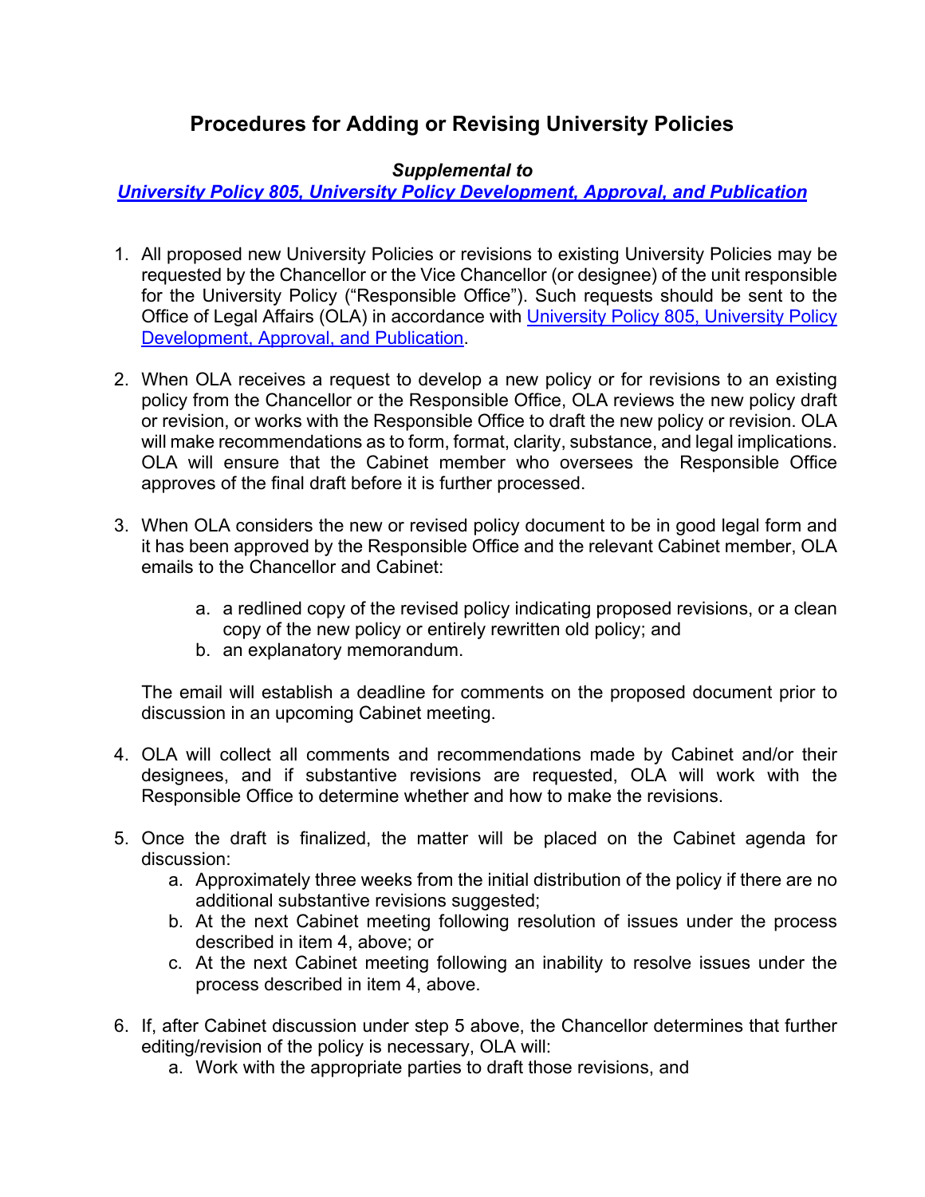# Procedures for Adding or Revising University Policies

***Supplemental to***
***University Policy 805, University Policy Development, Approval, and Publication***

1. All proposed new University Policies or revisions to existing University Policies may be requested by the Chancellor or the Vice Chancellor (or designee) of the unit responsible for the University Policy ("Responsible Office"). Such requests should be sent to the Office of Legal Affairs (OLA) in accordance with University Policy 805, University Policy Development, Approval, and Publication.

2. When OLA receives a request to develop a new policy or for revisions to an existing policy from the Chancellor or the Responsible Office, OLA reviews the new policy draft or revision, or works with the Responsible Office to draft the new policy or revision. OLA will make recommendations as to form, format, clarity, substance, and legal implications. OLA will ensure that the Cabinet member who oversees the Responsible Office approves of the final draft before it is further processed.

3. When OLA considers the new or revised policy document to be in good legal form and it has been approved by the Responsible Office and the relevant Cabinet member, OLA emails to the Chancellor and Cabinet:

    a. a redlined copy of the revised policy indicating proposed revisions, or a clean copy of the new policy or entirely rewritten old policy; and
    b. an explanatory memorandum.

    The email will establish a deadline for comments on the proposed document prior to discussion in an upcoming Cabinet meeting.

4. OLA will collect all comments and recommendations made by Cabinet and/or their designees, and if substantive revisions are requested, OLA will work with the Responsible Office to determine whether and how to make the revisions.

5. Once the draft is finalized, the matter will be placed on the Cabinet agenda for discussion:
    a. Approximately three weeks from the initial distribution of the policy if there are no additional substantive revisions suggested;
    b. At the next Cabinet meeting following resolution of issues under the process described in item 4, above; or
    c. At the next Cabinet meeting following an inability to resolve issues under the process described in item 4, above.

6. If, after Cabinet discussion under step 5 above, the Chancellor determines that further editing/revision of the policy is necessary, OLA will:
    a. Work with the appropriate parties to draft those revisions, and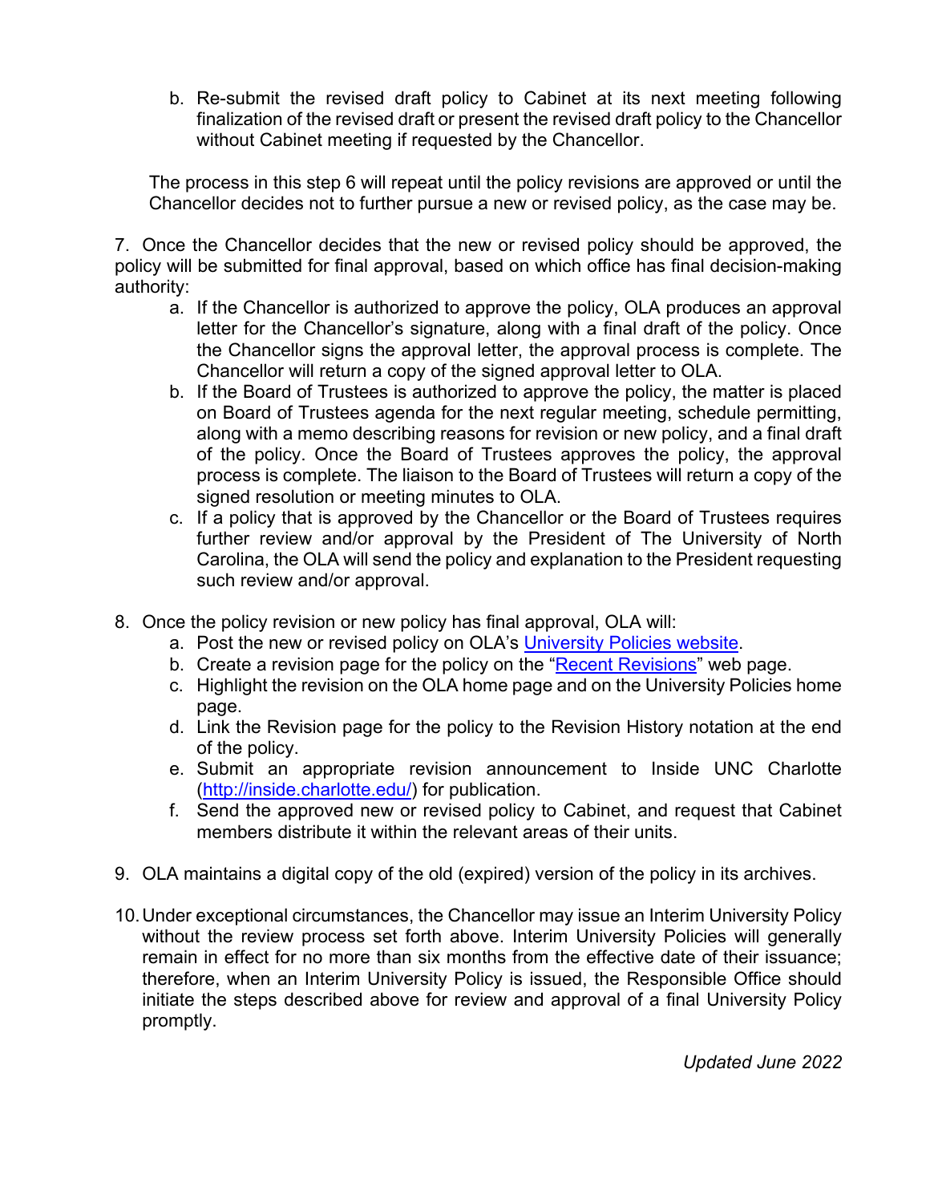b. Re-submit the revised draft policy to Cabinet at its next meeting following finalization of the revised draft or present the revised draft policy to the Chancellor without Cabinet meeting if requested by the Chancellor.

The process in this step 6 will repeat until the policy revisions are approved or until the Chancellor decides not to further pursue a new or revised policy, as the case may be.

7. Once the Chancellor decides that the new or revised policy should be approved, the policy will be submitted for final approval, based on which office has final decision-making authority:
   a. If the Chancellor is authorized to approve the policy, OLA produces an approval letter for the Chancellor's signature, along with a final draft of the policy. Once the Chancellor signs the approval letter, the approval process is complete. The Chancellor will return a copy of the signed approval letter to OLA.
   b. If the Board of Trustees is authorized to approve the policy, the matter is placed on Board of Trustees agenda for the next regular meeting, schedule permitting, along with a memo describing reasons for revision or new policy, and a final draft of the policy. Once the Board of Trustees approves the policy, the approval process is complete. The liaison to the Board of Trustees will return a copy of the signed resolution or meeting minutes to OLA.
   c. If a policy that is approved by the Chancellor or the Board of Trustees requires further review and/or approval by the President of The University of North Carolina, the OLA will send the policy and explanation to the President requesting such review and/or approval.

8. Once the policy revision or new policy has final approval, OLA will:
   a. Post the new or revised policy on OLA's University Policies website.
   b. Create a revision page for the policy on the "Recent Revisions" web page.
   c. Highlight the revision on the OLA home page and on the University Policies home page.
   d. Link the Revision page for the policy to the Revision History notation at the end of the policy.
   e. Submit an appropriate revision announcement to Inside UNC Charlotte (http://inside.charlotte.edu/) for publication.
   f. Send the approved new or revised policy to Cabinet, and request that Cabinet members distribute it within the relevant areas of their units.

9. OLA maintains a digital copy of the old (expired) version of the policy in its archives.

10. Under exceptional circumstances, the Chancellor may issue an Interim University Policy without the review process set forth above. Interim University Policies will generally remain in effect for no more than six months from the effective date of their issuance; therefore, when an Interim University Policy is issued, the Responsible Office should initiate the steps described above for review and approval of a final University Policy promptly.

*Updated June 2022*